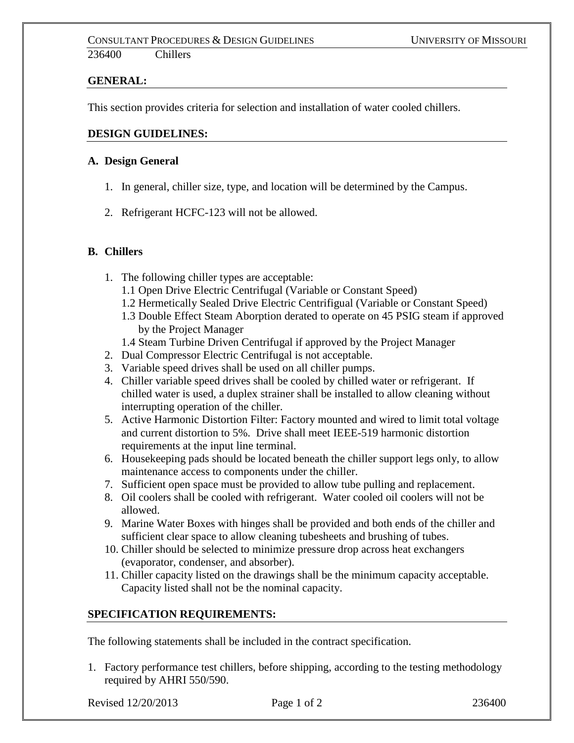236400 Chillers

## GENERAL:

This section provides criteria for selection and installation of water cooled chillers.

## DESIGN GUIDELINES:

### A. Design General

1. In general, chiller size, type, and location will be determined by the Campus.
2. Refrigerant HCFC-123 will not be allowed.

### B. Chillers

1. The following chiller types are acceptable:
   - 1.1 Open Drive Electric Centrifugal (Variable or Constant Speed)
   - 1.2 Hermetically Sealed Drive Electric Centrifigual (Variable or Constant Speed)
   - 1.3 Double Effect Steam Aborption derated to operate on 45 PSIG steam if approved by the Project Manager
   - 1.4 Steam Turbine Driven Centrifugal if approved by the Project Manager
2. Dual Compressor Electric Centrifugal is not acceptable.
3. Variable speed drives shall be used on all chiller pumps.
4. Chiller variable speed drives shall be cooled by chilled water or refrigerant. If chilled water is used, a duplex strainer shall be installed to allow cleaning without interrupting operation of the chiller.
5. Active Harmonic Distortion Filter: Factory mounted and wired to limit total voltage and current distortion to 5%. Drive shall meet IEEE-519 harmonic distortion requirements at the input line terminal.
6. Housekeeping pads should be located beneath the chiller support legs only, to allow maintenance access to components under the chiller.
7. Sufficient open space must be provided to allow tube pulling and replacement.
8. Oil coolers shall be cooled with refrigerant. Water cooled oil coolers will not be allowed.
9. Marine Water Boxes with hinges shall be provided and both ends of the chiller and sufficient clear space to allow cleaning tubesheets and brushing of tubes.
10. Chiller should be selected to minimize pressure drop across heat exchangers (evaporator, condenser, and absorber).
11. Chiller capacity listed on the drawings shall be the minimum capacity acceptable. Capacity listed shall not be the nominal capacity.

## SPECIFICATION REQUIREMENTS:

The following statements shall be included in the contract specification.

1. Factory performance test chillers, before shipping, according to the testing methodology required by AHRI 550/590.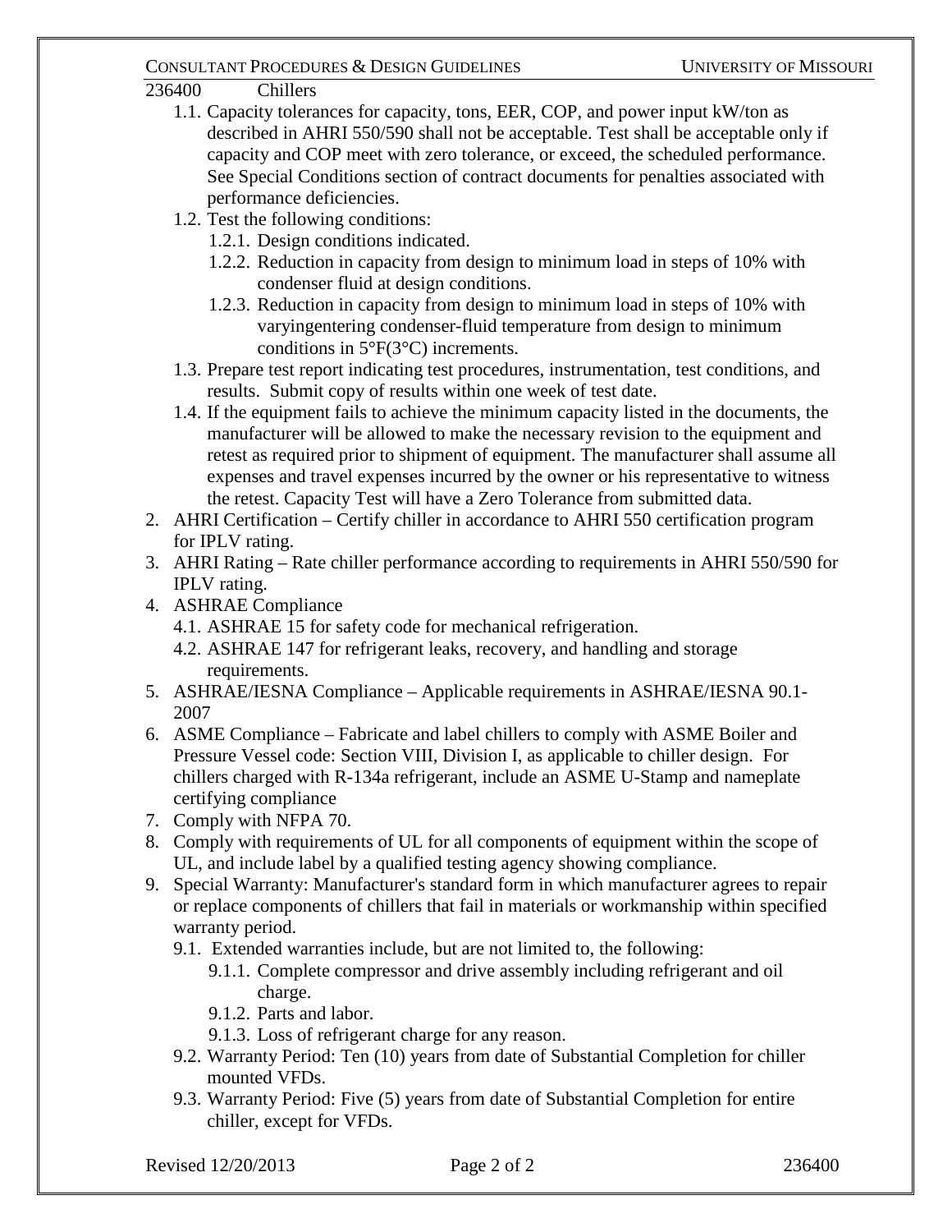236400 Chillers

1.1. Capacity tolerances for capacity, tons, EER, COP, and power input kW/ton as described in AHRI 550/590 shall not be acceptable. Test shall be acceptable only if capacity and COP meet with zero tolerance, or exceed, the scheduled performance. See Special Conditions section of contract documents for penalties associated with performance deficiencies.

1.2. Test the following conditions:

   1.2.1. Design conditions indicated.

   1.2.2. Reduction in capacity from design to minimum load in steps of 10% with condenser fluid at design conditions.

   1.2.3. Reduction in capacity from design to minimum load in steps of 10% with varyingentering condenser-fluid temperature from design to minimum conditions in 5°F(3°C) increments.

1.3. Prepare test report indicating test procedures, instrumentation, test conditions, and results. Submit copy of results within one week of test date.

1.4. If the equipment fails to achieve the minimum capacity listed in the documents, the manufacturer will be allowed to make the necessary revision to the equipment and retest as required prior to shipment of equipment. The manufacturer shall assume all expenses and travel expenses incurred by the owner or his representative to witness the retest. Capacity Test will have a Zero Tolerance from submitted data.

2. AHRI Certification – Certify chiller in accordance to AHRI 550 certification program for IPLV rating.
3. AHRI Rating – Rate chiller performance according to requirements in AHRI 550/590 for IPLV rating.
4. ASHRAE Compliance
   4.1. ASHRAE 15 for safety code for mechanical refrigeration.
   4.2. ASHRAE 147 for refrigerant leaks, recovery, and handling and storage requirements.
5. ASHRAE/IESNA Compliance – Applicable requirements in ASHRAE/IESNA 90.1-2007
6. ASME Compliance – Fabricate and label chillers to comply with ASME Boiler and Pressure Vessel code: Section VIII, Division I, as applicable to chiller design. For chillers charged with R-134a refrigerant, include an ASME U-Stamp and nameplate certifying compliance
7. Comply with NFPA 70.
8. Comply with requirements of UL for all components of equipment within the scope of UL, and include label by a qualified testing agency showing compliance.
9. Special Warranty: Manufacturer's standard form in which manufacturer agrees to repair or replace components of chillers that fail in materials or workmanship within specified warranty period.
   9.1. Extended warranties include, but are not limited to, the following:
      9.1.1. Complete compressor and drive assembly including refrigerant and oil charge.
      9.1.2. Parts and labor.
      9.1.3. Loss of refrigerant charge for any reason.
   9.2. Warranty Period: Ten (10) years from date of Substantial Completion for chiller mounted VFDs.
   9.3. Warranty Period: Five (5) years from date of Substantial Completion for entire chiller, except for VFDs.